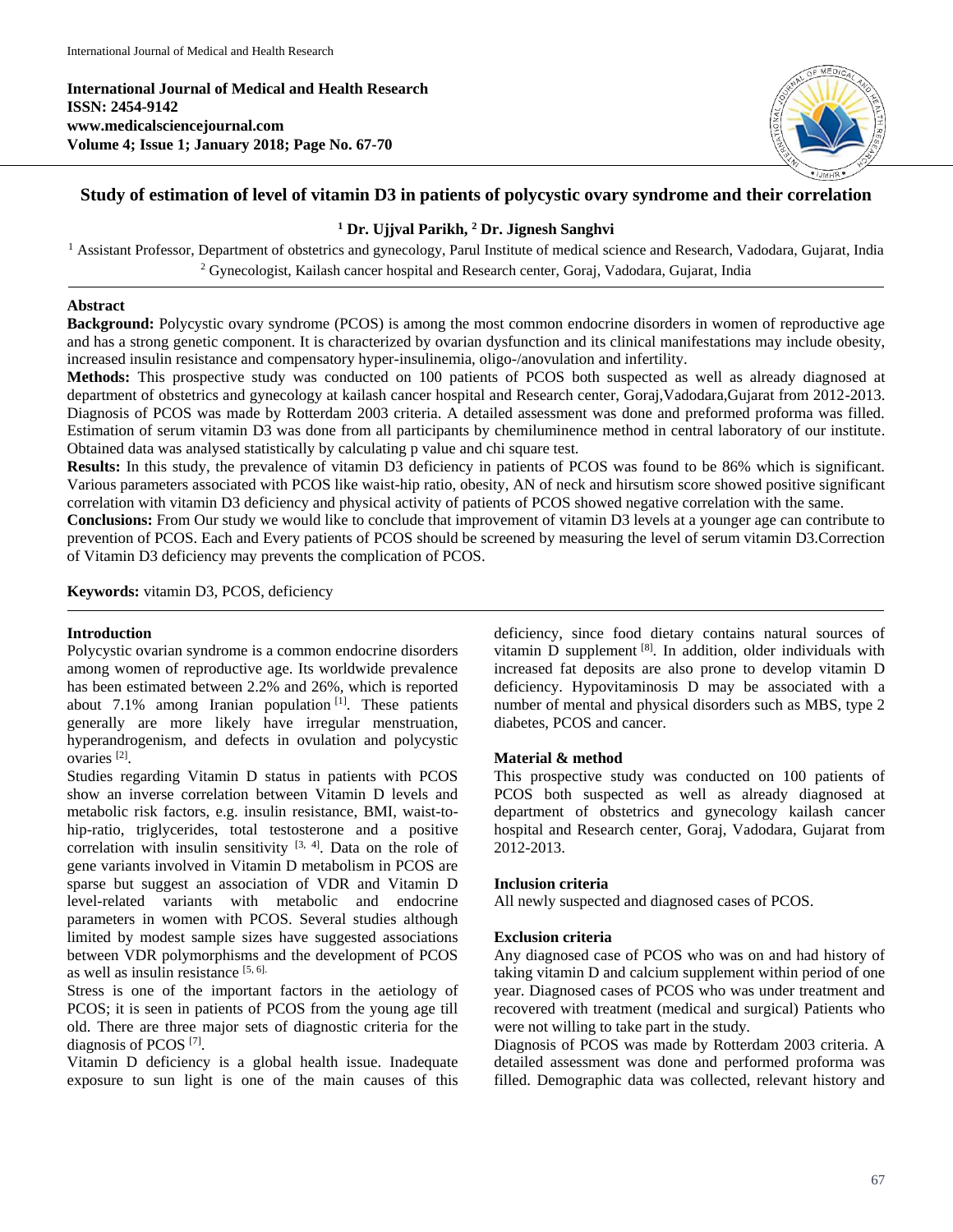**International Journal of Medical and Health Research**
**ISSN: 2454-9142**
**www.medicalsciencejournal.com**
**Volume 4; Issue 1; January 2018; Page No. 67-70**

# Study of estimation of level of vitamin D3 in patients of polycystic ovary syndrome and their correlation

**[1] Dr. Ujjval Parikh, [2] Dr. Jignesh Sanghvi**

[1] Assistant Professor, Department of obstetrics and gynecology, Parul Institute of medical science and Research, Vadodara, Gujarat, India
[2] Gynecologist, Kailash cancer hospital and Research center, Goraj, Vadodara, Gujarat, India

## Abstract

**Background:** Polycystic ovary syndrome (PCOS) is among the most common endocrine disorders in women of reproductive age and has a strong genetic component. It is characterized by ovarian dysfunction and its clinical manifestations may include obesity, increased insulin resistance and compensatory hyper-insulinemia, oligo-/anovulation and infertility.

**Methods:** This prospective study was conducted on 100 patients of PCOS both suspected as well as already diagnosed at department of obstetrics and gynecology at kailash cancer hospital and Research center, Goraj,Vadodara,Gujarat from 2012-2013. Diagnosis of PCOS was made by Rotterdam 2003 criteria. A detailed assessment was done and preformed proforma was filled. Estimation of serum vitamin D3 was done from all participants by chemiluminence method in central laboratory of our institute. Obtained data was analysed statistically by calculating p value and chi square test.

**Results:** In this study, the prevalence of vitamin D3 deficiency in patients of PCOS was found to be 86% which is significant. Various parameters associated with PCOS like waist-hip ratio, obesity, AN of neck and hirsutism score showed positive significant correlation with vitamin D3 deficiency and physical activity of patients of PCOS showed negative correlation with the same.

**Conclusions:** From Our study we would like to conclude that improvement of vitamin D3 levels at a younger age can contribute to prevention of PCOS. Each and Every patients of PCOS should be screened by measuring the level of serum vitamin D3.Correction of Vitamin D3 deficiency may prevents the complication of PCOS.

**Keywords:** vitamin D3, PCOS, deficiency

## Introduction

Polycystic ovarian syndrome is a common endocrine disorders among women of reproductive age. Its worldwide prevalence has been estimated between 2.2% and 26%, which is reported about 7.1% among Iranian population [1]. These patients generally are more likely have irregular menstruation, hyperandrogenism, and defects in ovulation and polycystic ovaries [2].

Studies regarding Vitamin D status in patients with PCOS show an inverse correlation between Vitamin D levels and metabolic risk factors, e.g. insulin resistance, BMI, waist-to-hip-ratio, triglycerides, total testosterone and a positive correlation with insulin sensitivity [3, 4]. Data on the role of gene variants involved in Vitamin D metabolism in PCOS are sparse but suggest an association of VDR and Vitamin D level-related variants with metabolic and endocrine parameters in women with PCOS. Several studies although limited by modest sample sizes have suggested associations between VDR polymorphisms and the development of PCOS as well as insulin resistance [5, 6].

Stress is one of the important factors in the aetiology of PCOS; it is seen in patients of PCOS from the young age till old. There are three major sets of diagnostic criteria for the diagnosis of PCOS [7].

Vitamin D deficiency is a global health issue. Inadequate exposure to sun light is one of the main causes of this deficiency, since food dietary contains natural sources of vitamin D supplement [8]. In addition, older individuals with increased fat deposits are also prone to develop vitamin D deficiency. Hypovitaminosis D may be associated with a number of mental and physical disorders such as MBS, type 2 diabetes, PCOS and cancer.

## Material & method

This prospective study was conducted on 100 patients of PCOS both suspected as well as already diagnosed at department of obstetrics and gynecology kailash cancer hospital and Research center, Goraj, Vadodara, Gujarat from 2012-2013.

### Inclusion criteria

All newly suspected and diagnosed cases of PCOS.

### Exclusion criteria

Any diagnosed case of PCOS who was on and had history of taking vitamin D and calcium supplement within period of one year. Diagnosed cases of PCOS who was under treatment and recovered with treatment (medical and surgical) Patients who were not willing to take part in the study.

Diagnosis of PCOS was made by Rotterdam 2003 criteria. A detailed assessment was done and performed proforma was filled. Demographic data was collected, relevant history and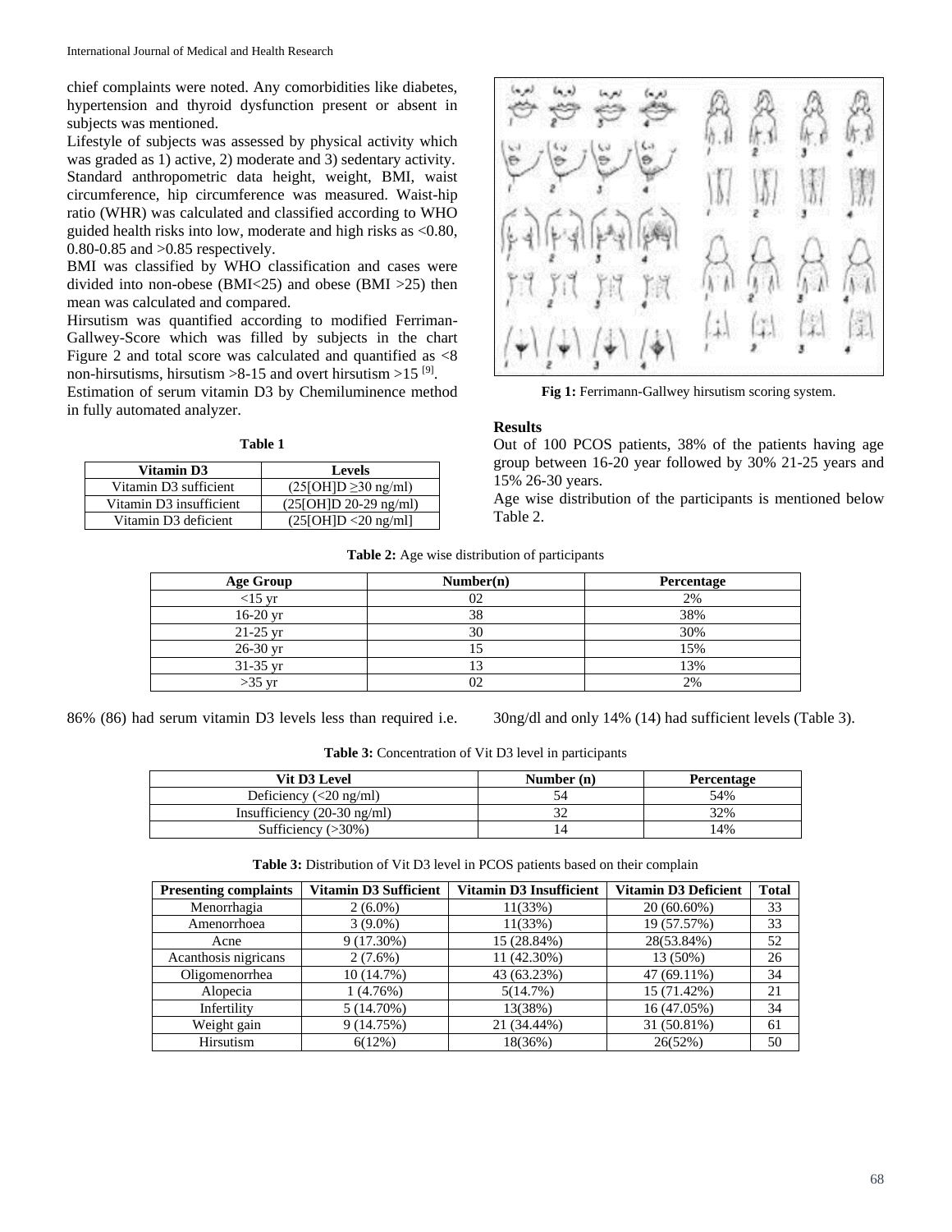chief complaints were noted. Any comorbidities like diabetes, hypertension and thyroid dysfunction present or absent in subjects was mentioned.

Lifestyle of subjects was assessed by physical activity which was graded as 1) active, 2) moderate and 3) sedentary activity.

Standard anthropometric data height, weight, BMI, waist circumference, hip circumference was measured. Waist-hip ratio (WHR) was calculated and classified according to WHO guided health risks into low, moderate and high risks as <0.80, 0.80-0.85 and >0.85 respectively.

BMI was classified by WHO classification and cases were divided into non-obese (BMI<25) and obese (BMI >25) then mean was calculated and compared.

Hirsutism was quantified according to modified Ferriman-Gallwey-Score which was filled by subjects in the chart Figure 2 and total score was calculated and quantified as <8 non-hirsutisms, hirsutism >8-15 and overt hirsutism >15 [9].

Estimation of serum vitamin D3 by Chemiluminence method in fully automated analyzer.

**Table 1**

| Vitamin D3 | Levels |
|---|---|
| Vitamin D3 sufficient | (25[OH]D ≥30 ng/ml) |
| Vitamin D3 insufficient | (25[OH]D 20-29 ng/ml) |
| Vitamin D3 deficient | (25[OH]D <20 ng/ml] |

**Fig 1:** Ferrimann-Gallwey hirsutism scoring system.

## Results

Out of 100 PCOS patients, 38% of the patients having age group between 16-20 year followed by 30% 21-25 years and 15% 26-30 years.

Age wise distribution of the participants is mentioned below Table 2.

**Table 2:** Age wise distribution of participants

| Age Group | Number(n) | Percentage |
|---|---|---|
| <15 yr | 02 | 2% |
| 16-20 yr | 38 | 38% |
| 21-25 yr | 30 | 30% |
| 26-30 yr | 15 | 15% |
| 31-35 yr | 13 | 13% |
| >35 yr | 02 | 2% |

86% (86) had serum vitamin D3 levels less than required i.e. 30ng/dl and only 14% (14) had sufficient levels (Table 3).

**Table 3:** Concentration of Vit D3 level in participants

| Vit D3 Level | Number (n) | Percentage |
|---|---|---|
| Deficiency (<20 ng/ml) | 54 | 54% |
| Insufficiency (20-30 ng/ml) | 32 | 32% |
| Sufficiency (>30%) | 14 | 14% |

**Table 3:** Distribution of Vit D3 level in PCOS patients based on their complain

| Presenting complaints | Vitamin D3 Sufficient | Vitamin D3 Insufficient | Vitamin D3 Deficient | Total |
|---|---|---|---|---|
| Menorrhagia | 2 (6.0%) | 11(33%) | 20 (60.60%) | 33 |
| Amenorrhoea | 3 (9.0%) | 11(33%) | 19 (57.57%) | 33 |
| Acne | 9 (17.30%) | 15 (28.84%) | 28(53.84%) | 52 |
| Acanthosis nigricans | 2 (7.6%) | 11 (42.30%) | 13 (50%) | 26 |
| Oligomenorrhea | 10 (14.7%) | 43 (63.23%) | 47 (69.11%) | 34 |
| Alopecia | 1 (4.76%) | 5(14.7%) | 15 (71.42%) | 21 |
| Infertility | 5 (14.70%) | 13(38%) | 16 (47.05%) | 34 |
| Weight gain | 9 (14.75%) | 21 (34.44%) | 31 (50.81%) | 61 |
| Hirsutism | 6(12%) | 18(36%) | 26(52%) | 50 |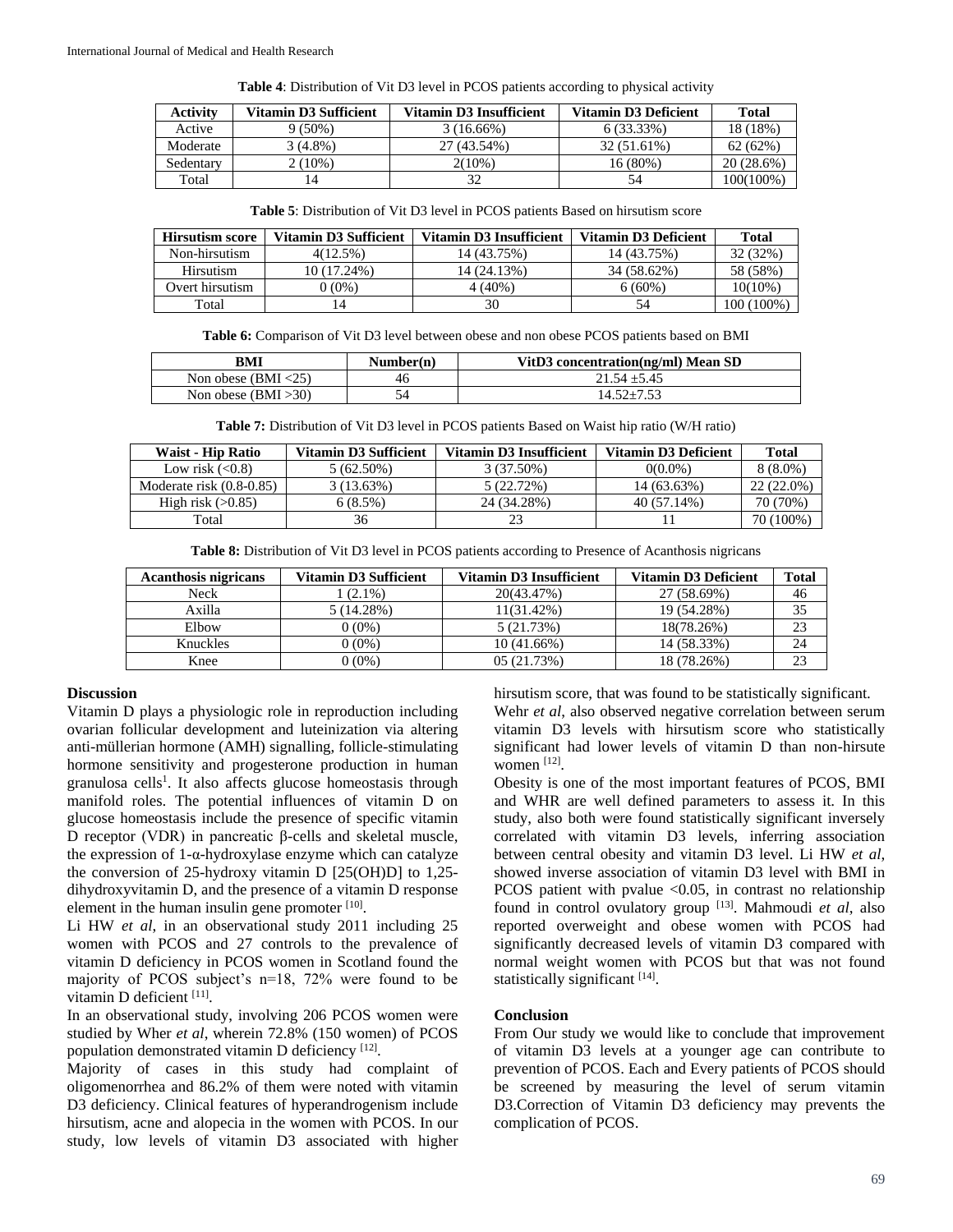**Table 4**: Distribution of Vit D3 level in PCOS patients according to physical activity

| Activity | Vitamin D3 Sufficient | Vitamin D3 Insufficient | Vitamin D3 Deficient | Total |
|---|---|---|---|---|
| Active | 9 (50%) | 3 (16.66%) | 6 (33.33%) | 18 (18%) |
| Moderate | 3 (4.8%) | 27 (43.54%) | 32 (51.61%) | 62 (62%) |
| Sedentary | 2 (10%) | 2(10%) | 16 (80%) | 20 (28.6%) |
| Total | 14 | 32 | 54 | 100(100%) |

**Table 5**: Distribution of Vit D3 level in PCOS patients Based on hirsutism score

| Hirsutism score | Vitamin D3 Sufficient | Vitamin D3 Insufficient | Vitamin D3 Deficient | Total |
|---|---|---|---|---|
| Non-hirsutism | 4(12.5%) | 14 (43.75%) | 14 (43.75%) | 32 (32%) |
| Hirsutism | 10 (17.24%) | 14 (24.13%) | 34 (58.62%) | 58 (58%) |
| Overt hirsutism | 0 (0%) | 4 (40%) | 6 (60%) | 10(10%) |
| Total | 14 | 30 | 54 | 100 (100%) |

**Table 6:** Comparison of Vit D3 level between obese and non obese PCOS patients based on BMI

| BMI | Number(n) | VitD3 concentration(ng/ml) Mean SD |
|---|---|---|
| Non obese (BMI <25) | 46 | 21.54 ±5.45 |
| Non obese (BMI >30) | 54 | 14.52±7.53 |

**Table 7:** Distribution of Vit D3 level in PCOS patients Based on Waist hip ratio (W/H ratio)

| Waist - Hip Ratio | Vitamin D3 Sufficient | Vitamin D3 Insufficient | Vitamin D3 Deficient | Total |
|---|---|---|---|---|
| Low risk (<0.8) | 5 (62.50%) | 3 (37.50%) | 0(0.0%) | 8 (8.0%) |
| Moderate risk (0.8-0.85) | 3 (13.63%) | 5 (22.72%) | 14 (63.63%) | 22 (22.0%) |
| High risk (>0.85) | 6 (8.5%) | 24 (34.28%) | 40 (57.14%) | 70 (70%) |
| Total | 36 | 23 | 11 | 70 (100%) |

**Table 8:** Distribution of Vit D3 level in PCOS patients according to Presence of Acanthosis nigricans

| Acanthosis nigricans | Vitamin D3 Sufficient | Vitamin D3 Insufficient | Vitamin D3 Deficient | Total |
|---|---|---|---|---|
| Neck | 1 (2.1%) | 20(43.47%) | 27 (58.69%) | 46 |
| Axilla | 5 (14.28%) | 11(31.42%) | 19 (54.28%) | 35 |
| Elbow | 0 (0%) | 5 (21.73%) | 18(78.26%) | 23 |
| Knuckles | 0 (0%) | 10 (41.66%) | 14 (58.33%) | 24 |
| Knee | 0 (0%) | 05 (21.73%) | 18 (78.26%) | 23 |

## Discussion

Vitamin D plays a physiologic role in reproduction including ovarian follicular development and luteinization via altering anti-müllerian hormone (AMH) signalling, follicle-stimulating hormone sensitivity and progesterone production in human granulosa cells[1]. It also affects glucose homeostasis through manifold roles. The potential influences of vitamin D on glucose homeostasis include the presence of specific vitamin D receptor (VDR) in pancreatic β-cells and skeletal muscle, the expression of 1-α-hydroxylase enzyme which can catalyze the conversion of 25-hydroxy vitamin D [25(OH)D] to 1,25-dihydroxyvitamin D, and the presence of a vitamin D response element in the human insulin gene promoter [10].

Li HW *et al*, in an observational study 2011 including 25 women with PCOS and 27 controls to the prevalence of vitamin D deficiency in PCOS women in Scotland found the majority of PCOS subject's n=18, 72% were found to be vitamin D deficient [11].

In an observational study, involving 206 PCOS women were studied by Wher *et al*, wherein 72.8% (150 women) of PCOS population demonstrated vitamin D deficiency [12].

Majority of cases in this study had complaint of oligomenorrhea and 86.2% of them were noted with vitamin D3 deficiency. Clinical features of hyperandrogenism include hirsutism, acne and alopecia in the women with PCOS. In our study, low levels of vitamin D3 associated with higher hirsutism score, that was found to be statistically significant.

Wehr *et al*, also observed negative correlation between serum vitamin D3 levels with hirsutism score who statistically significant had lower levels of vitamin D than non-hirsute women [12].

Obesity is one of the most important features of PCOS, BMI and WHR are well defined parameters to assess it. In this study, also both were found statistically significant inversely correlated with vitamin D3 levels, inferring association between central obesity and vitamin D3 level. Li HW *et al*, showed inverse association of vitamin D3 level with BMI in PCOS patient with pvalue <0.05, in contrast no relationship found in control ovulatory group [13]. Mahmoudi *et al*, also reported overweight and obese women with PCOS had significantly decreased levels of vitamin D3 compared with normal weight women with PCOS but that was not found statistically significant [14].

## Conclusion

From Our study we would like to conclude that improvement of vitamin D3 levels at a younger age can contribute to prevention of PCOS. Each and Every patients of PCOS should be screened by measuring the level of serum vitamin D3.Correction of Vitamin D3 deficiency may prevents the complication of PCOS.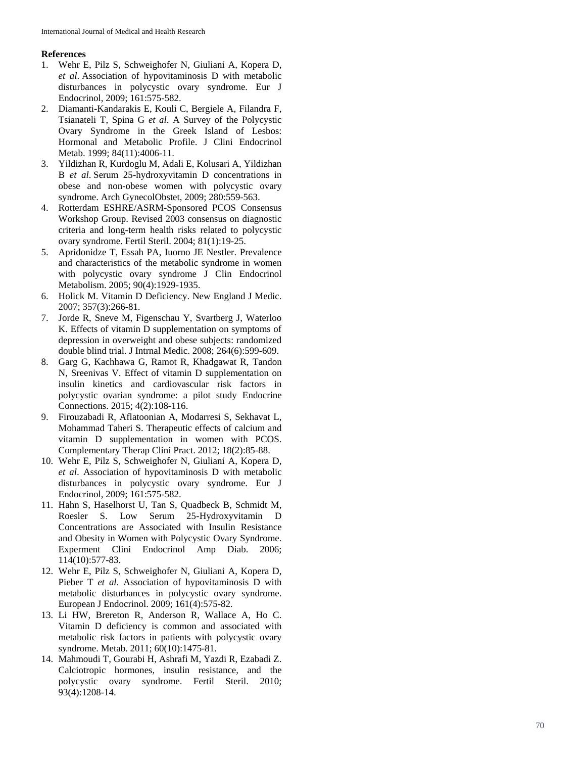## References

1. Wehr E, Pilz S, Schweighofer N, Giuliani A, Kopera D, *et al*. Association of hypovitaminosis D with metabolic disturbances in polycystic ovary syndrome. Eur J Endocrinol, 2009; 161:575-582.
2. Diamanti-Kandarakis E, Kouli C, Bergiele A, Filandra F, Tsianateli T, Spina G *et al*. A Survey of the Polycystic Ovary Syndrome in the Greek Island of Lesbos: Hormonal and Metabolic Profile. J Clini Endocrinol Metab. 1999; 84(11):4006-11.
3. Yildizhan R, Kurdoglu M, Adali E, Kolusari A, Yildizhan B *et al*. Serum 25-hydroxyvitamin D concentrations in obese and non-obese women with polycystic ovary syndrome. Arch GynecolObstet, 2009; 280:559-563.
4. Rotterdam ESHRE/ASRM-Sponsored PCOS Consensus Workshop Group. Revised 2003 consensus on diagnostic criteria and long-term health risks related to polycystic ovary syndrome. Fertil Steril. 2004; 81(1):19-25.
5. Apridonidze T, Essah PA, Iuorno JE Nestler. Prevalence and characteristics of the metabolic syndrome in women with polycystic ovary syndrome J Clin Endocrinol Metabolism. 2005; 90(4):1929-1935.
6. Holick M. Vitamin D Deficiency. New England J Medic. 2007; 357(3):266-81.
7. Jorde R, Sneve M, Figenschau Y, Svartberg J, Waterloo K. Effects of vitamin D supplementation on symptoms of depression in overweight and obese subjects: randomized double blind trial. J Intrnal Medic. 2008; 264(6):599-609.
8. Garg G, Kachhawa G, Ramot R, Khadgawat R, Tandon N, Sreenivas V. Effect of vitamin D supplementation on insulin kinetics and cardiovascular risk factors in polycystic ovarian syndrome: a pilot study Endocrine Connections. 2015; 4(2):108-116.
9. Firouzabadi R, Aflatoonian A, Modarresi S, Sekhavat L, Mohammad Taheri S. Therapeutic effects of calcium and vitamin D supplementation in women with PCOS. Complementary Therap Clini Pract. 2012; 18(2):85-88.
10. Wehr E, Pilz S, Schweighofer N, Giuliani A, Kopera D, *et al*. Association of hypovitaminosis D with metabolic disturbances in polycystic ovary syndrome. Eur J Endocrinol, 2009; 161:575-582.
11. Hahn S, Haselhorst U, Tan S, Quadbeck B, Schmidt M, Roesler S. Low Serum 25-Hydroxyvitamin D Concentrations are Associated with Insulin Resistance and Obesity in Women with Polycystic Ovary Syndrome. Experment Clini Endocrinol Amp Diab. 2006; 114(10):577-83.
12. Wehr E, Pilz S, Schweighofer N, Giuliani A, Kopera D, Pieber T *et al*. Association of hypovitaminosis D with metabolic disturbances in polycystic ovary syndrome. European J Endocrinol. 2009; 161(4):575-82.
13. Li HW, Brereton R, Anderson R, Wallace A, Ho C. Vitamin D deficiency is common and associated with metabolic risk factors in patients with polycystic ovary syndrome. Metab. 2011; 60(10):1475-81.
14. Mahmoudi T, Gourabi H, Ashrafi M, Yazdi R, Ezabadi Z. Calciotropic hormones, insulin resistance, and the polycystic ovary syndrome. Fertil Steril. 2010; 93(4):1208-14.